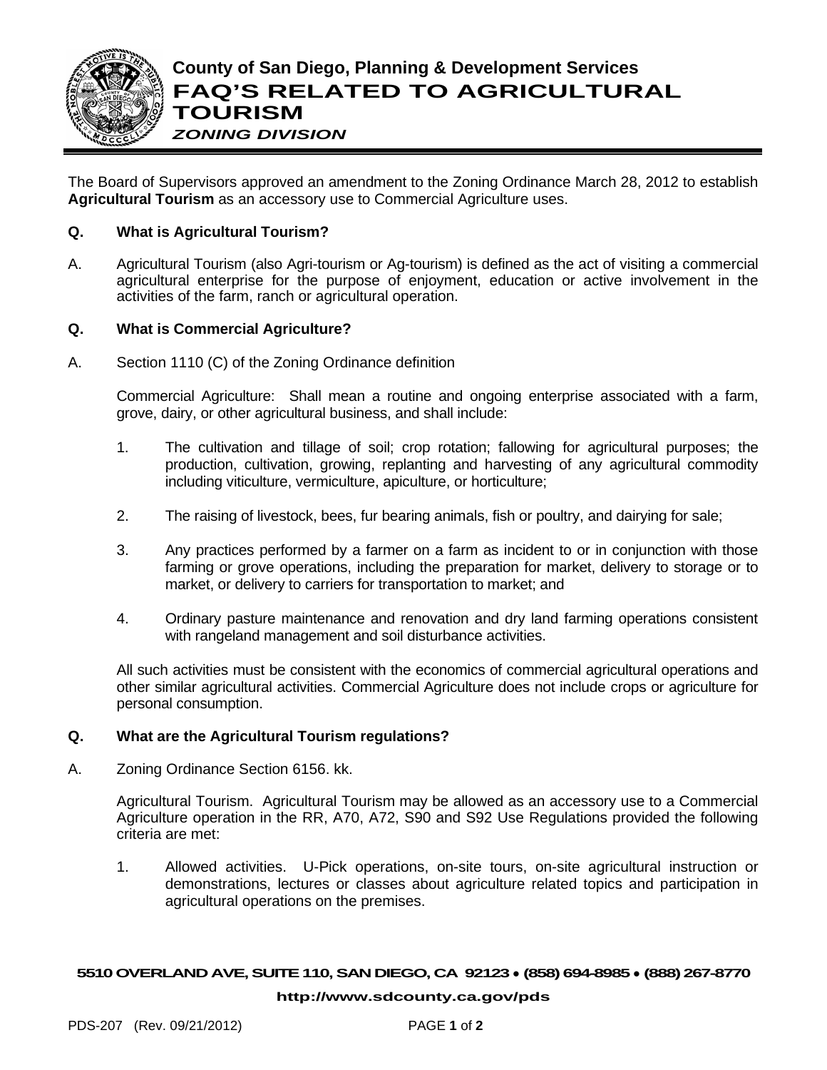# County of San Diego, Planning & Development Services

## FAQ'S RELATED TO AGRICULTURAL TOURISM

### *ZONING DIVISION*

The Board of Supervisors approved an amendment to the Zoning Ordinance March 28, 2012 to establish **Agricultural Tourism** as an accessory use to Commercial Agriculture uses.

**Q. What is Agricultural Tourism?**

A. Agricultural Tourism (also Agri-tourism or Ag-tourism) is defined as the act of visiting a commercial agricultural enterprise for the purpose of enjoyment, education or active involvement in the activities of the farm, ranch or agricultural operation.

**Q. What is Commercial Agriculture?**

A. Section 1110 (C) of the Zoning Ordinance definition

Commercial Agriculture: Shall mean a routine and ongoing enterprise associated with a farm, grove, dairy, or other agricultural business, and shall include:

1. The cultivation and tillage of soil; crop rotation; fallowing for agricultural purposes; the production, cultivation, growing, replanting and harvesting of any agricultural commodity including viticulture, vermiculture, apiculture, or horticulture;
2. The raising of livestock, bees, fur bearing animals, fish or poultry, and dairying for sale;
3. Any practices performed by a farmer on a farm as incident to or in conjunction with those farming or grove operations, including the preparation for market, delivery to storage or to market, or delivery to carriers for transportation to market; and
4. Ordinary pasture maintenance and renovation and dry land farming operations consistent with rangeland management and soil disturbance activities.

All such activities must be consistent with the economics of commercial agricultural operations and other similar agricultural activities. Commercial Agriculture does not include crops or agriculture for personal consumption.

**Q. What are the Agricultural Tourism regulations?**

A. Zoning Ordinance Section 6156. kk.

Agricultural Tourism. Agricultural Tourism may be allowed as an accessory use to a Commercial Agriculture operation in the RR, A70, A72, S90 and S92 Use Regulations provided the following criteria are met:

1. Allowed activities. U-Pick operations, on-site tours, on-site agricultural instruction or demonstrations, lectures or classes about agriculture related topics and participation in agricultural operations on the premises.

**5510 OVERLAND AVE, SUITE 110, SAN DIEGO, CA 92123 • (858) 694-8985 • (888) 267-8770**

**http://www.sdcounty.ca.gov/pds**

PDS-207 (Rev. 09/21/2012)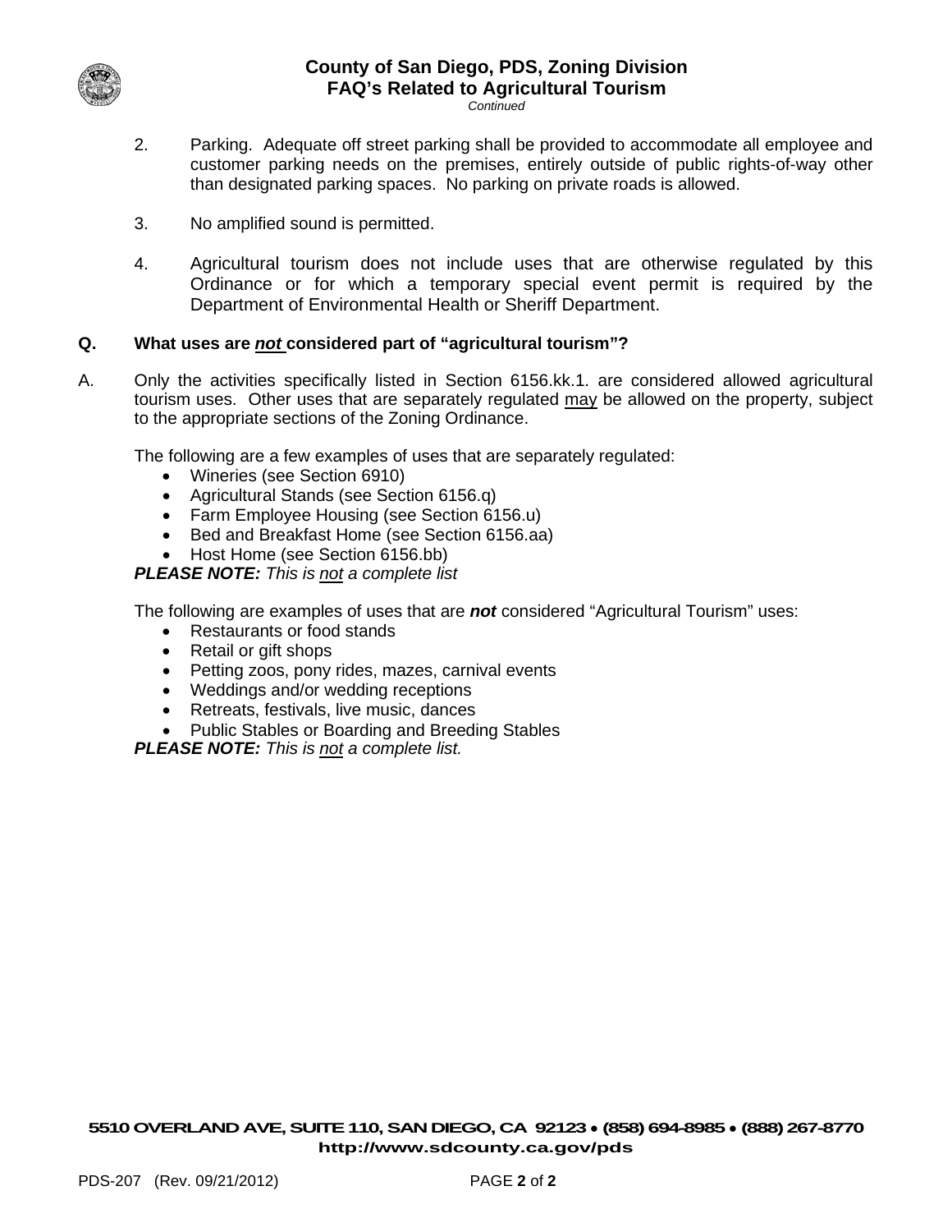2. Parking. Adequate off street parking shall be provided to accommodate all employee and customer parking needs on the premises, entirely outside of public rights-of-way other than designated parking spaces. No parking on private roads is allowed.

3. No amplified sound is permitted.

4. Agricultural tourism does not include uses that are otherwise regulated by this Ordinance or for which a temporary special event permit is required by the Department of Environmental Health or Sheriff Department.

**Q. What uses are *not* considered part of "agricultural tourism"?**

A. Only the activities specifically listed in Section 6156.kk.1. are considered allowed agricultural tourism uses. Other uses that are separately regulated may be allowed on the property, subject to the appropriate sections of the Zoning Ordinance.

The following are a few examples of uses that are separately regulated:

- Wineries (see Section 6910)
- Agricultural Stands (see Section 6156.q)
- Farm Employee Housing (see Section 6156.u)
- Bed and Breakfast Home (see Section 6156.aa)
- Host Home (see Section 6156.bb)

***PLEASE NOTE:*** *This is not a complete list*

The following are examples of uses that are ***not*** considered "Agricultural Tourism" uses:

- Restaurants or food stands
- Retail or gift shops
- Petting zoos, pony rides, mazes, carnival events
- Weddings and/or wedding receptions
- Retreats, festivals, live music, dances
- Public Stables or Boarding and Breeding Stables

***PLEASE NOTE:*** *This is not a complete list.*